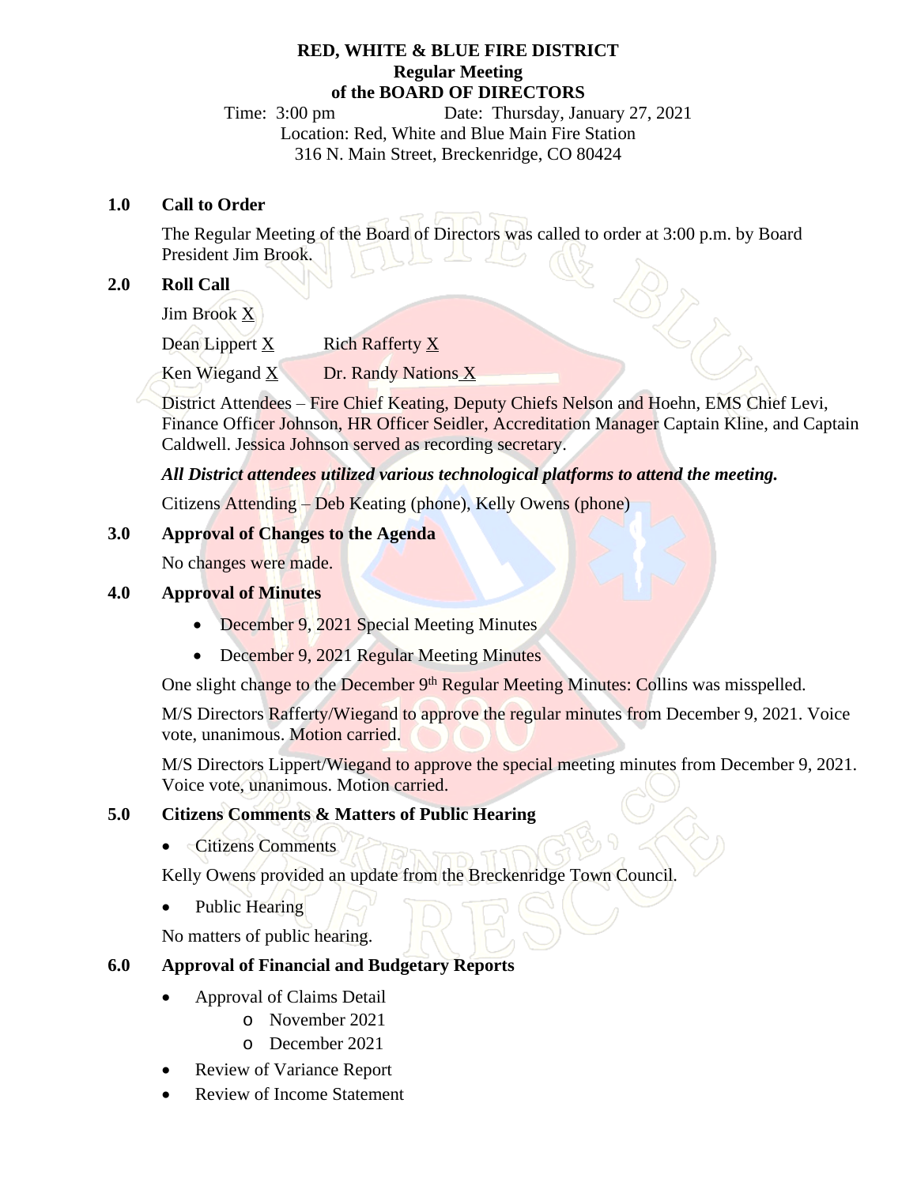**RED, WHITE & BLUE FIRE DISTRICT**
**Regular Meeting**
**of the BOARD OF DIRECTORS**

Time: 3:00 pm Date: Thursday, January 27, 2021
Location: Red, White and Blue Main Fire Station
316 N. Main Street, Breckenridge, CO 80424

## 1.0 Call to Order

The Regular Meeting of the Board of Directors was called to order at 3:00 p.m. by Board President Jim Brook.

## 2.0 Roll Call

Jim Brook X

Dean Lippert X Rich Rafferty X

Ken Wiegand X Dr. Randy Nations X

District Attendees – Fire Chief Keating, Deputy Chiefs Nelson and Hoehn, EMS Chief Levi, Finance Officer Johnson, HR Officer Seidler, Accreditation Manager Captain Kline, and Captain Caldwell. Jessica Johnson served as recording secretary.

***All District attendees utilized various technological platforms to attend the meeting.***

Citizens Attending – Deb Keating (phone), Kelly Owens (phone)

## 3.0 Approval of Changes to the Agenda

No changes were made.

## 4.0 Approval of Minutes

- December 9, 2021 Special Meeting Minutes
- December 9, 2021 Regular Meeting Minutes

One slight change to the December 9th Regular Meeting Minutes: Collins was misspelled.

M/S Directors Rafferty/Wiegand to approve the regular minutes from December 9, 2021. Voice vote, unanimous. Motion carried.

M/S Directors Lippert/Wiegand to approve the special meeting minutes from December 9, 2021. Voice vote, unanimous. Motion carried.

## 5.0 Citizens Comments & Matters of Public Hearing

- Citizens Comments

Kelly Owens provided an update from the Breckenridge Town Council.

- Public Hearing

No matters of public hearing.

## 6.0 Approval of Financial and Budgetary Reports

- Approval of Claims Detail
  - November 2021
  - December 2021
- Review of Variance Report
- Review of Income Statement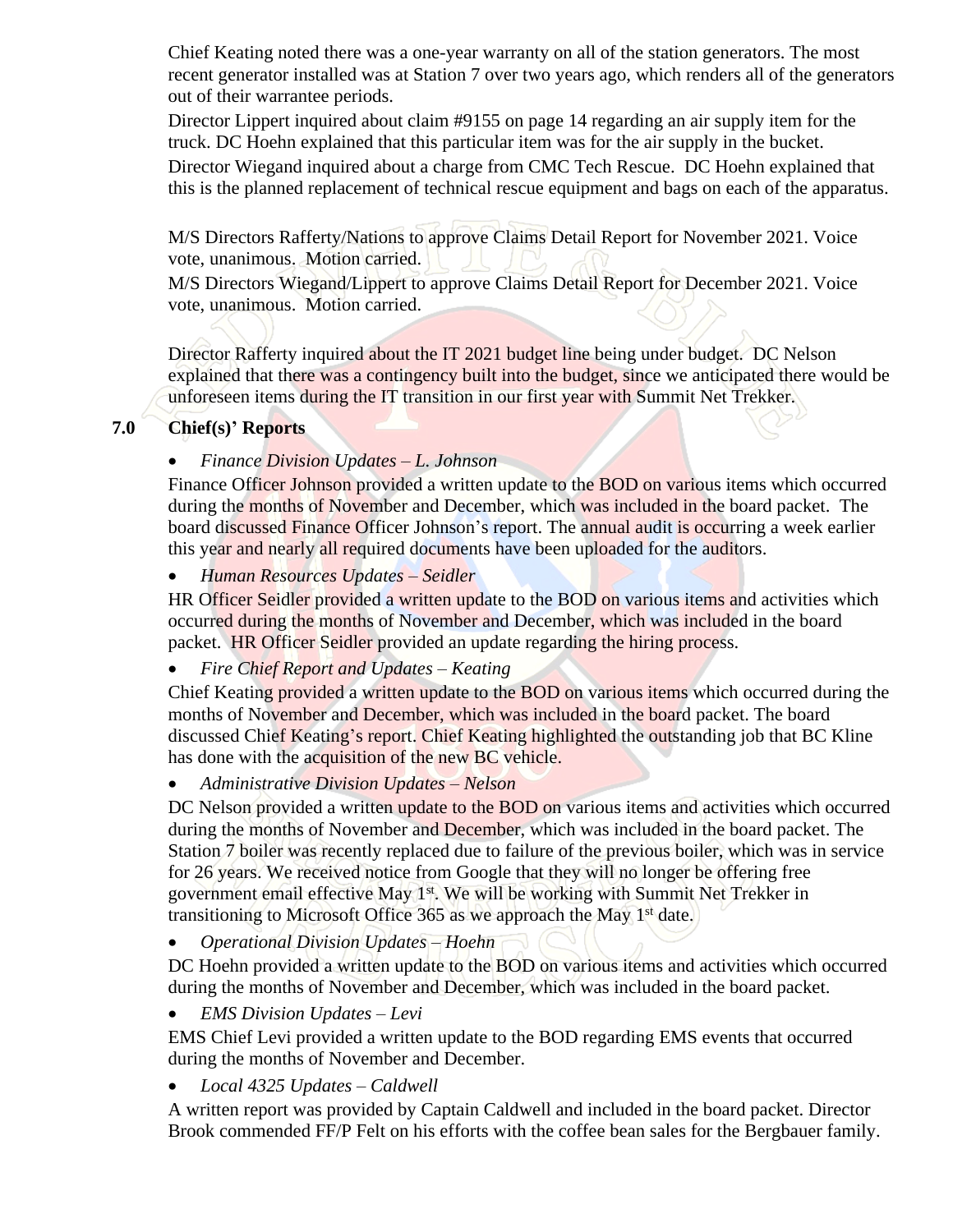Chief Keating noted there was a one-year warranty on all of the station generators. The most recent generator installed was at Station 7 over two years ago, which renders all of the generators out of their warrantee periods.

Director Lippert inquired about claim #9155 on page 14 regarding an air supply item for the truck. DC Hoehn explained that this particular item was for the air supply in the bucket.

Director Wiegand inquired about a charge from CMC Tech Rescue. DC Hoehn explained that this is the planned replacement of technical rescue equipment and bags on each of the apparatus.

M/S Directors Rafferty/Nations to approve Claims Detail Report for November 2021. Voice vote, unanimous. Motion carried.

M/S Directors Wiegand/Lippert to approve Claims Detail Report for December 2021. Voice vote, unanimous. Motion carried.

Director Rafferty inquired about the IT 2021 budget line being under budget. DC Nelson explained that there was a contingency built into the budget, since we anticipated there would be unforeseen items during the IT transition in our first year with Summit Net Trekker.

## 7.0 Chief(s)' Reports

- *Finance Division Updates – L. Johnson*

Finance Officer Johnson provided a written update to the BOD on various items which occurred during the months of November and December, which was included in the board packet. The board discussed Finance Officer Johnson's report. The annual audit is occurring a week earlier this year and nearly all required documents have been uploaded for the auditors.

- *Human Resources Updates – Seidler*

HR Officer Seidler provided a written update to the BOD on various items and activities which occurred during the months of November and December, which was included in the board packet. HR Officer Seidler provided an update regarding the hiring process.

- *Fire Chief Report and Updates – Keating*

Chief Keating provided a written update to the BOD on various items which occurred during the months of November and December, which was included in the board packet. The board discussed Chief Keating's report. Chief Keating highlighted the outstanding job that BC Kline has done with the acquisition of the new BC vehicle.

- *Administrative Division Updates – Nelson*

DC Nelson provided a written update to the BOD on various items and activities which occurred during the months of November and December, which was included in the board packet. The Station 7 boiler was recently replaced due to failure of the previous boiler, which was in service for 26 years. We received notice from Google that they will no longer be offering free government email effective May 1st. We will be working with Summit Net Trekker in transitioning to Microsoft Office 365 as we approach the May 1st date.

- *Operational Division Updates – Hoehn*

DC Hoehn provided a written update to the BOD on various items and activities which occurred during the months of November and December, which was included in the board packet.

- *EMS Division Updates – Levi*

EMS Chief Levi provided a written update to the BOD regarding EMS events that occurred during the months of November and December.

- *Local 4325 Updates – Caldwell*

A written report was provided by Captain Caldwell and included in the board packet. Director Brook commended FF/P Felt on his efforts with the coffee bean sales for the Bergbauer family.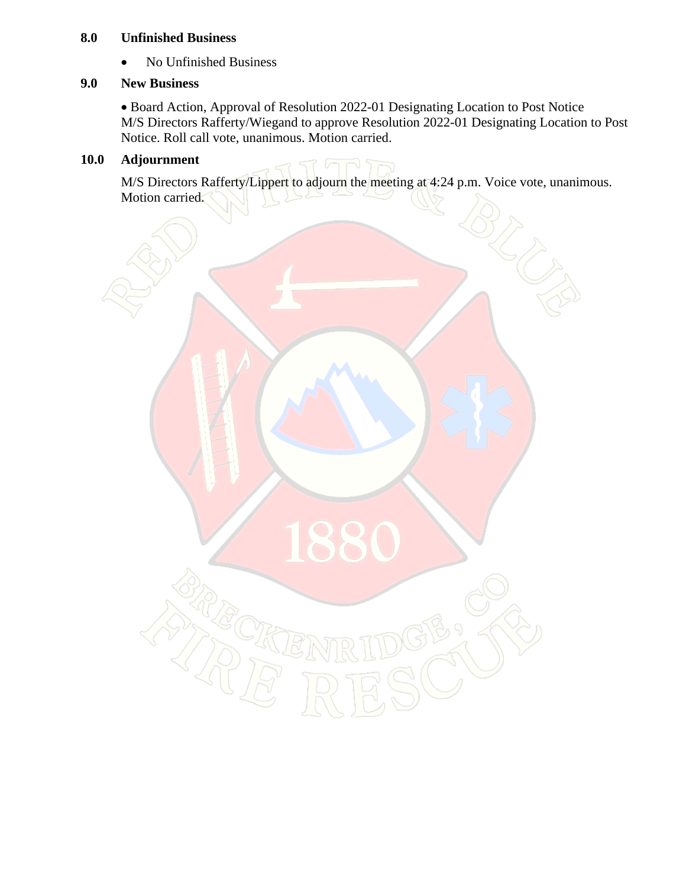## 8.0 Unfinished Business

- No Unfinished Business

## 9.0 New Business

- Board Action, Approval of Resolution 2022-01 Designating Location to Post Notice

M/S Directors Rafferty/Wiegand to approve Resolution 2022-01 Designating Location to Post Notice. Roll call vote, unanimous. Motion carried.

## 10.0 Adjournment

M/S Directors Rafferty/Lippert to adjourn the meeting at 4:24 p.m. Voice vote, unanimous. Motion carried.